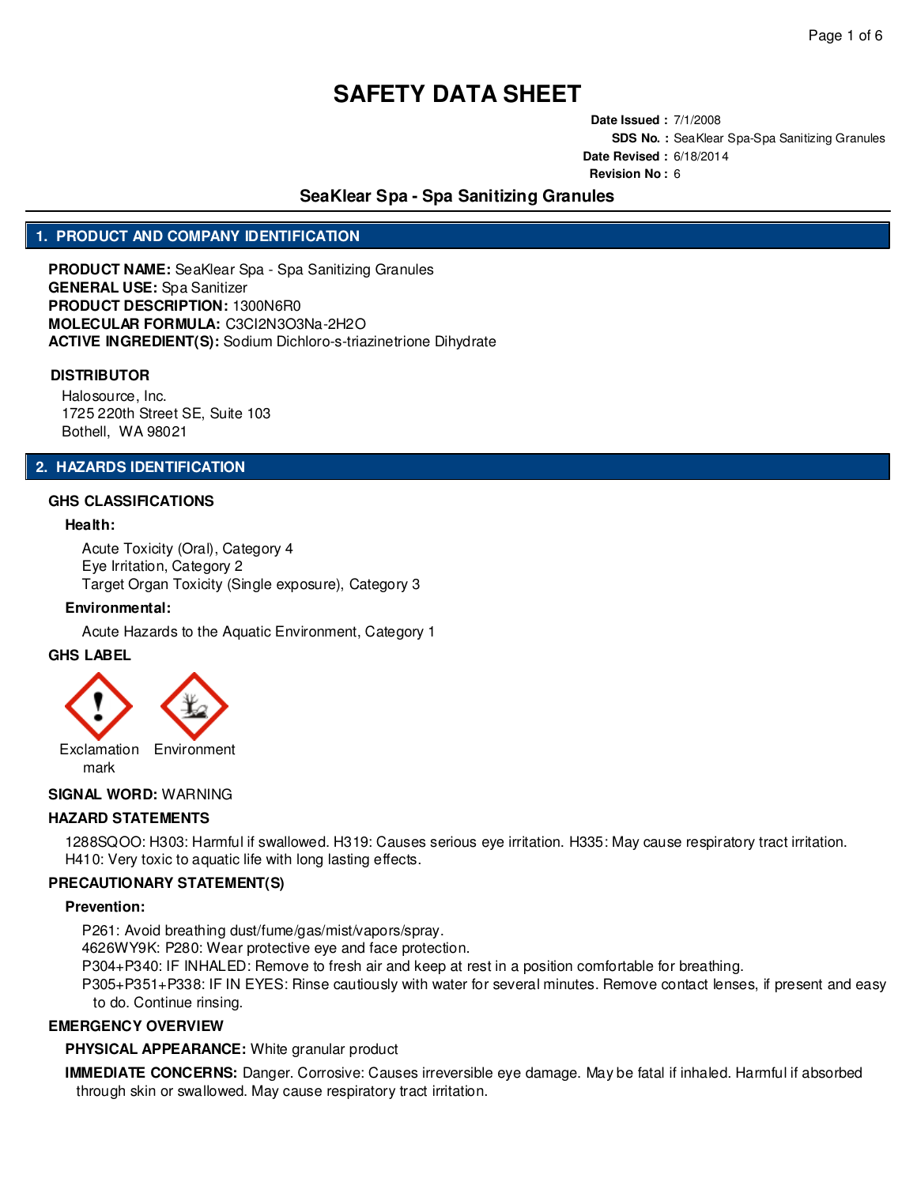# SAFETY DATA SHEET

**Date Issued :** 7/1/2008
**SDS No. :** SeaKlear Spa-Spa Sanitizing Granules
**Date Revised :** 6/18/2014
**Revision No :** 6

## SeaKlear Spa - Spa Sanitizing Granules

## 1. PRODUCT AND COMPANY IDENTIFICATION

**PRODUCT NAME:** SeaKlear Spa - Spa Sanitizing Granules
**GENERAL USE:** Spa Sanitizer
**PRODUCT DESCRIPTION:** 1300N6R0
**MOLECULAR FORMULA:** C3Cl2N3O3Na-2H2O
**ACTIVE INGREDIENT(S):** Sodium Dichloro-s-triazinetrione Dihydrate

### DISTRIBUTOR

Halosource, Inc.
1725 220th Street SE, Suite 103
Bothell, WA 98021

## 2. HAZARDS IDENTIFICATION

### GHS CLASSIFICATIONS

**Health:**

Acute Toxicity (Oral), Category 4
Eye Irritation, Category 2
Target Organ Toxicity (Single exposure), Category 3

**Environmental:**

Acute Hazards to the Aquatic Environment, Category 1

### GHS LABEL

Exclamation mark Environment

**SIGNAL WORD:** WARNING

### HAZARD STATEMENTS

1288SQOO: H303: Harmful if swallowed. H319: Causes serious eye irritation. H335: May cause respiratory tract irritation. H410: Very toxic to aquatic life with long lasting effects.

### PRECAUTIONARY STATEMENT(S)

**Prevention:**

P261: Avoid breathing dust/fume/gas/mist/vapors/spray.
4626WY9K: P280: Wear protective eye and face protection.
P304+P340: IF INHALED: Remove to fresh air and keep at rest in a position comfortable for breathing.
P305+P351+P338: IF IN EYES: Rinse cautiously with water for several minutes. Remove contact lenses, if present and easy to do. Continue rinsing.

### EMERGENCY OVERVIEW

**PHYSICAL APPEARANCE:** White granular product

**IMMEDIATE CONCERNS:** Danger. Corrosive: Causes irreversible eye damage. May be fatal if inhaled. Harmful if absorbed through skin or swallowed. May cause respiratory tract irritation.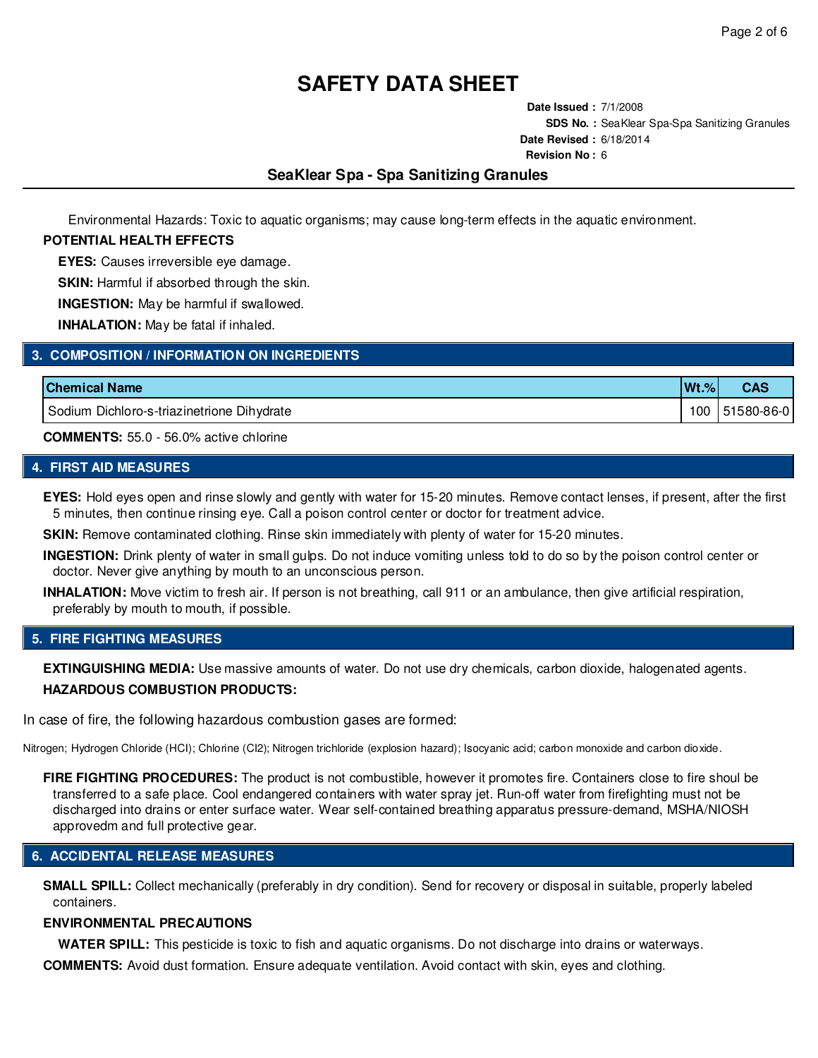# SAFETY DATA SHEET

**Date Issued :** 7/1/2008
**SDS No. :** SeaKlear Spa-Spa Sanitizing Granules
**Date Revised :** 6/18/2014
**Revision No :** 6

## SeaKlear Spa - Spa Sanitizing Granules

Environmental Hazards: Toxic to aquatic organisms; may cause long-term effects in the aquatic environment.

**POTENTIAL HEALTH EFFECTS**

**EYES:** Causes irreversible eye damage.

**SKIN:** Harmful if absorbed through the skin.

**INGESTION:** May be harmful if swallowed.

**INHALATION:** May be fatal if inhaled.

## 3. COMPOSITION / INFORMATION ON INGREDIENTS

| Chemical Name | Wt.% | CAS |
| --- | --- | --- |
| Sodium Dichloro-s-triazinetrione Dihydrate | 100 | 51580-86-0 |

**COMMENTS:** 55.0 - 56.0% active chlorine

## 4. FIRST AID MEASURES

**EYES:** Hold eyes open and rinse slowly and gently with water for 15-20 minutes. Remove contact lenses, if present, after the first 5 minutes, then continue rinsing eye. Call a poison control center or doctor for treatment advice.

**SKIN:** Remove contaminated clothing. Rinse skin immediately with plenty of water for 15-20 minutes.

**INGESTION:** Drink plenty of water in small gulps. Do not induce vomiting unless told to do so by the poison control center or doctor. Never give anything by mouth to an unconscious person.

**INHALATION:** Move victim to fresh air. If person is not breathing, call 911 or an ambulance, then give artificial respiration, preferably by mouth to mouth, if possible.

## 5. FIRE FIGHTING MEASURES

**EXTINGUISHING MEDIA:** Use massive amounts of water. Do not use dry chemicals, carbon dioxide, halogenated agents.

**HAZARDOUS COMBUSTION PRODUCTS:**

In case of fire, the following hazardous combustion gases are formed:

Nitrogen; Hydrogen Chloride (HCl); Chlorine ($Cl_2$); Nitrogen trichloride (explosion hazard); Isocyanic acid; carbon monoxide and carbon dioxide.

**FIRE FIGHTING PROCEDURES:** The product is not combustible, however it promotes fire. Containers close to fire shoul be transferred to a safe place. Cool endangered containers with water spray jet. Run-off water from firefighting must not be discharged into drains or enter surface water. Wear self-contained breathing apparatus pressure-demand, MSHA/NIOSH approvedm and full protective gear.

## 6. ACCIDENTAL RELEASE MEASURES

**SMALL SPILL:** Collect mechanically (preferably in dry condition). Send for recovery or disposal in suitable, properly labeled containers.

**ENVIRONMENTAL PRECAUTIONS**

**WATER SPILL:** This pesticide is toxic to fish and aquatic organisms. Do not discharge into drains or waterways.

**COMMENTS:** Avoid dust formation. Ensure adequate ventilation. Avoid contact with skin, eyes and clothing.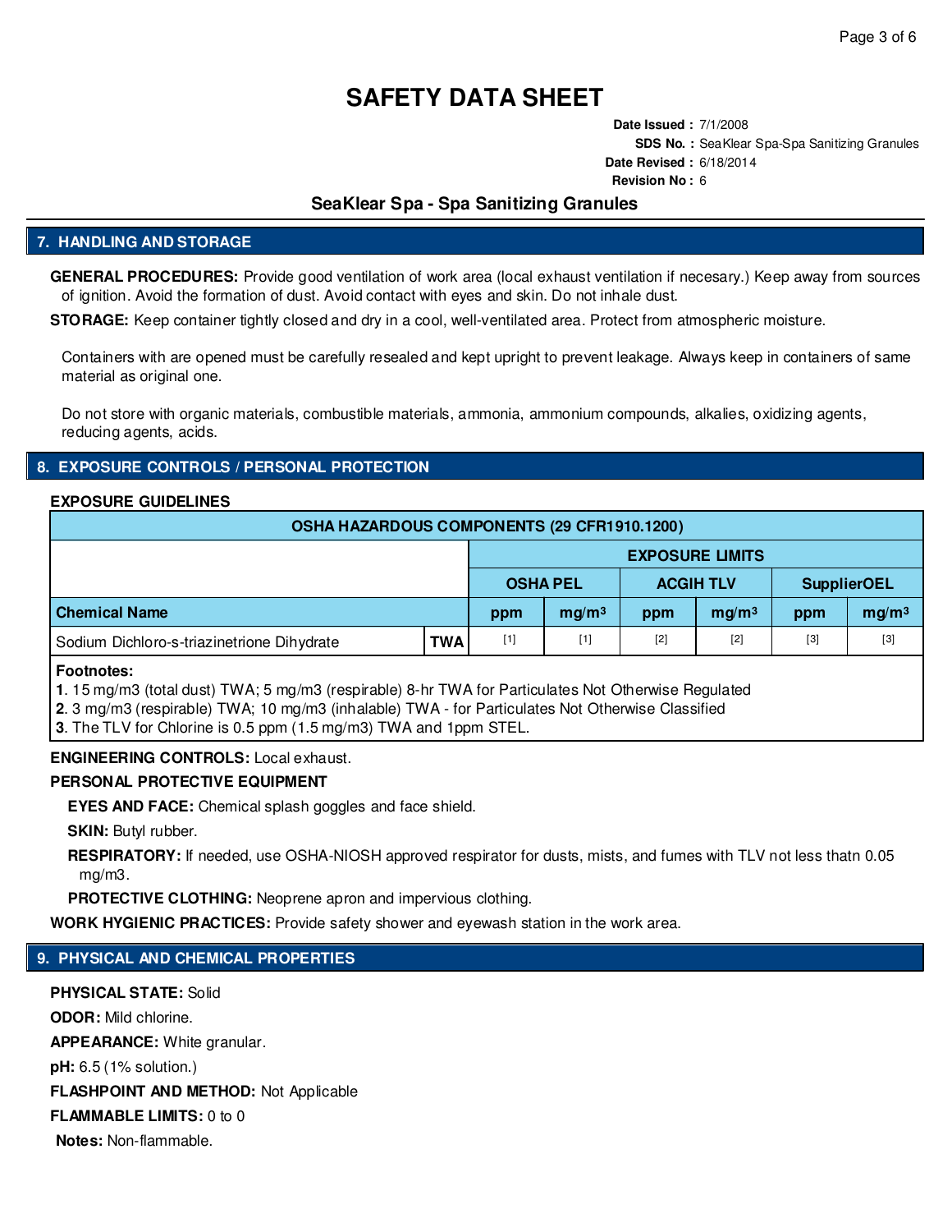# SAFETY DATA SHEET

**Date Issued :** 7/1/2008
**SDS No. :** SeaKlear Spa-Spa Sanitizing Granules
**Date Revised :** 6/18/2014
**Revision No :** 6

## SeaKlear Spa - Spa Sanitizing Granules

## 7. HANDLING AND STORAGE

**GENERAL PROCEDURES:** Provide good ventilation of work area (local exhaust ventilation if necesary.) Keep away from sources of ignition. Avoid the formation of dust. Avoid contact with eyes and skin. Do not inhale dust.

**STORAGE:** Keep container tightly closed and dry in a cool, well-ventilated area. Protect from atmospheric moisture.

Containers with are opened must be carefully resealed and kept upright to prevent leakage. Always keep in containers of same material as original one.

Do not store with organic materials, combustible materials, ammonia, ammonium compounds, alkalies, oxidizing agents, reducing agents, acids.

## 8. EXPOSURE CONTROLS / PERSONAL PROTECTION

**EXPOSURE GUIDELINES**

| OSHA HAZARDOUS COMPONENTS (29 CFR1910.1200) | | | | | | | |
|---|---|---|---|---|---|---|---|
| | | EXPOSURE LIMITS | | | | | |
| | | OSHA PEL | | ACGIH TLV | | SupplierOEL | |
| Chemical Name | | ppm | mg/m³ | ppm | mg/m³ | ppm | mg/m³ |
| Sodium Dichloro-s-triazinetrione Dihydrate | TWA | [1] | [1] | [2] | [2] | [3] | [3] |

**Footnotes:**
**1**. 15 mg/m3 (total dust) TWA; 5 mg/m3 (respirable) 8-hr TWA for Particulates Not Otherwise Regulated
**2**. 3 mg/m3 (respirable) TWA; 10 mg/m3 (inhalable) TWA - for Particulates Not Otherwise Classified
**3**. The TLV for Chlorine is 0.5 ppm (1.5 mg/m3) TWA and 1ppm STEL.

**ENGINEERING CONTROLS:** Local exhaust.

**PERSONAL PROTECTIVE EQUIPMENT**

**EYES AND FACE:** Chemical splash goggles and face shield.

**SKIN:** Butyl rubber.

**RESPIRATORY:** If needed, use OSHA-NIOSH approved respirator for dusts, mists, and fumes with TLV not less thatn 0.05 mg/m3.

**PROTECTIVE CLOTHING:** Neoprene apron and impervious clothing.

**WORK HYGIENIC PRACTICES:** Provide safety shower and eyewash station in the work area.

## 9. PHYSICAL AND CHEMICAL PROPERTIES

**PHYSICAL STATE:** Solid

**ODOR:** Mild chlorine.

**APPEARANCE:** White granular.

**pH:** 6.5 (1% solution.)

**FLASHPOINT AND METHOD:** Not Applicable

**FLAMMABLE LIMITS:** 0 to 0

**Notes:** Non-flammable.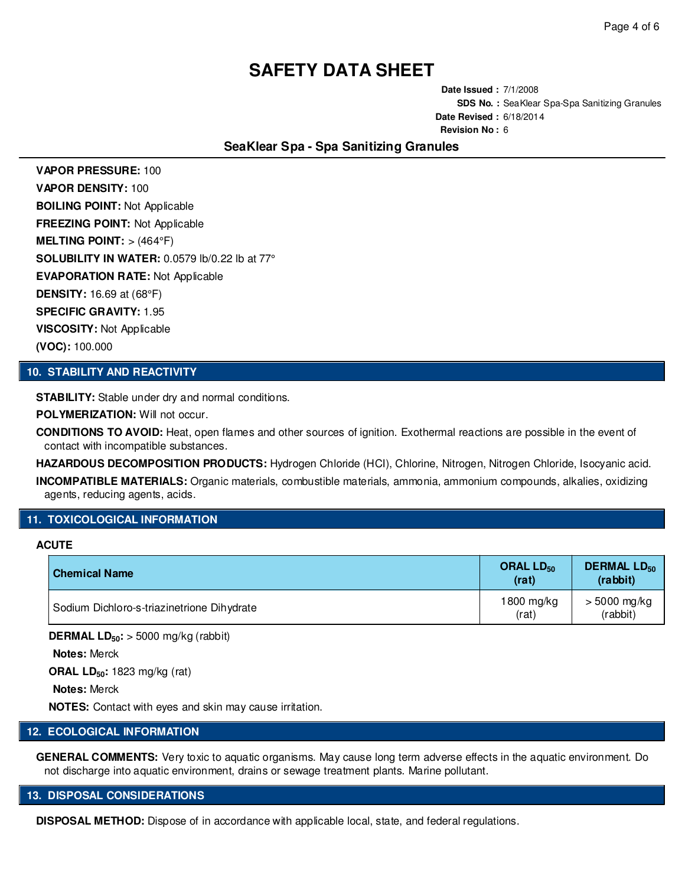# SAFETY DATA SHEET

**Date Issued :** 7/1/2008
**SDS No. :** SeaKlear Spa-Spa Sanitizing Granules
**Date Revised :** 6/18/2014
**Revision No :** 6

## SeaKlear Spa - Spa Sanitizing Granules

**VAPOR PRESSURE:** 100

**VAPOR DENSITY:** 100

**BOILING POINT:** Not Applicable

**FREEZING POINT:** Not Applicable

**MELTING POINT:** > (464°F)

**SOLUBILITY IN WATER:** 0.0579 lb/0.22 lb at 77°

**EVAPORATION RATE:** Not Applicable

**DENSITY:** 16.69 at (68°F)

**SPECIFIC GRAVITY:** 1.95

**VISCOSITY:** Not Applicable

**(VOC):** 100.000

## 10. STABILITY AND REACTIVITY

**STABILITY:** Stable under dry and normal conditions.

**POLYMERIZATION:** Will not occur.

**CONDITIONS TO AVOID:** Heat, open flames and other sources of ignition. Exothermal reactions are possible in the event of contact with incompatible substances.

**HAZARDOUS DECOMPOSITION PRODUCTS:** Hydrogen Chloride (HCl), Chlorine, Nitrogen, Nitrogen Chloride, Isocyanic acid.

**INCOMPATIBLE MATERIALS:** Organic materials, combustible materials, ammonia, ammonium compounds, alkalies, oxidizing agents, reducing agents, acids.

## 11. TOXICOLOGICAL INFORMATION

**ACUTE**

| Chemical Name | ORAL $LD_{50}$ (rat) | DERMAL $LD_{50}$ (rabbit) |
|---|---|---|
| Sodium Dichloro-s-triazinetrione Dihydrate | 1800 mg/kg (rat) | > 5000 mg/kg (rabbit) |

**DERMAL $LD_{50}$:** > 5000 mg/kg (rabbit)

**Notes:** Merck

**ORAL $LD_{50}$:** 1823 mg/kg (rat)

**Notes:** Merck

**NOTES:** Contact with eyes and skin may cause irritation.

## 12. ECOLOGICAL INFORMATION

**GENERAL COMMENTS:** Very toxic to aquatic organisms. May cause long term adverse effects in the aquatic environment. Do not discharge into aquatic environment, drains or sewage treatment plants. Marine pollutant.

## 13. DISPOSAL CONSIDERATIONS

**DISPOSAL METHOD:** Dispose of in accordance with applicable local, state, and federal regulations.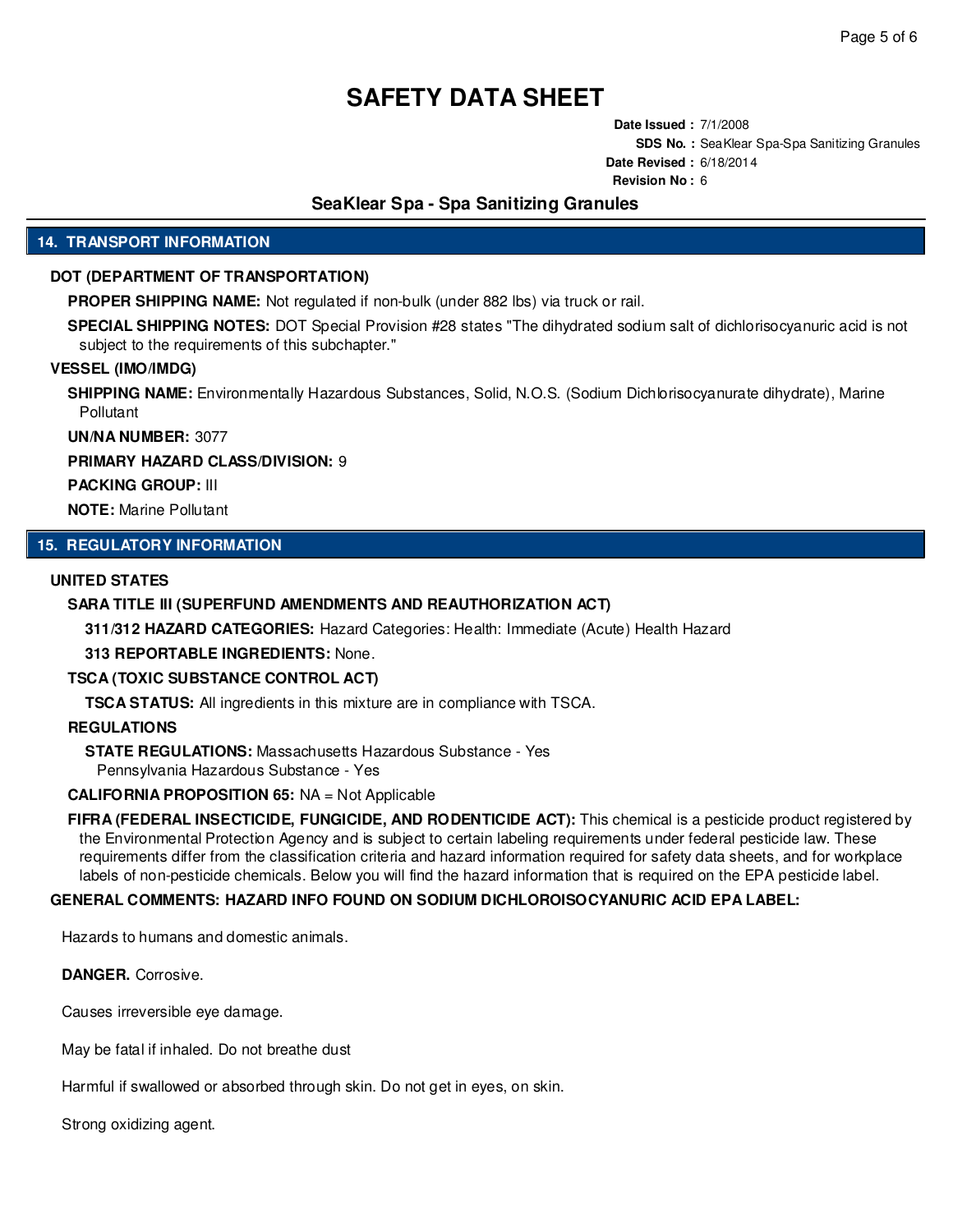# SAFETY DATA SHEET

**Date Issued :** 7/1/2008
**SDS No. :** SeaKlear Spa-Spa Sanitizing Granules
**Date Revised :** 6/18/2014
**Revision No :** 6

## SeaKlear Spa - Spa Sanitizing Granules

## 14. TRANSPORT INFORMATION

### DOT (DEPARTMENT OF TRANSPORTATION)

**PROPER SHIPPING NAME:** Not regulated if non-bulk (under 882 lbs) via truck or rail.

**SPECIAL SHIPPING NOTES:** DOT Special Provision #28 states "The dihydrated sodium salt of dichlorisocyanuric acid is not subject to the requirements of this subchapter."

### VESSEL (IMO/IMDG)

**SHIPPING NAME:** Environmentally Hazardous Substances, Solid, N.O.S. (Sodium Dichlorisocyanurate dihydrate), Marine Pollutant

**UN/NA NUMBER:** 3077

**PRIMARY HAZARD CLASS/DIVISION:** 9

**PACKING GROUP:** III

**NOTE:** Marine Pollutant

## 15. REGULATORY INFORMATION

### UNITED STATES

**SARA TITLE III (SUPERFUND AMENDMENTS AND REAUTHORIZATION ACT)**

**311/312 HAZARD CATEGORIES:** Hazard Categories: Health: Immediate (Acute) Health Hazard

**313 REPORTABLE INGREDIENTS:** None.

**TSCA (TOXIC SUBSTANCE CONTROL ACT)**

**TSCA STATUS:** All ingredients in this mixture are in compliance with TSCA.

**REGULATIONS**

**STATE REGULATIONS:** Massachusetts Hazardous Substance - Yes
Pennsylvania Hazardous Substance - Yes

**CALIFORNIA PROPOSITION 65:** NA = Not Applicable

**FIFRA (FEDERAL INSECTICIDE, FUNGICIDE, AND RODENTICIDE ACT):** This chemical is a pesticide product registered by the Environmental Protection Agency and is subject to certain labeling requirements under federal pesticide law. These requirements differ from the classification criteria and hazard information required for safety data sheets, and for workplace labels of non-pesticide chemicals. Below you will find the hazard information that is required on the EPA pesticide label.

### GENERAL COMMENTS: HAZARD INFO FOUND ON SODIUM DICHLOROISOCYANURIC ACID EPA LABEL:

Hazards to humans and domestic animals.

**DANGER.** Corrosive.

Causes irreversible eye damage.

May be fatal if inhaled. Do not breathe dust

Harmful if swallowed or absorbed through skin. Do not get in eyes, on skin.

Strong oxidizing agent.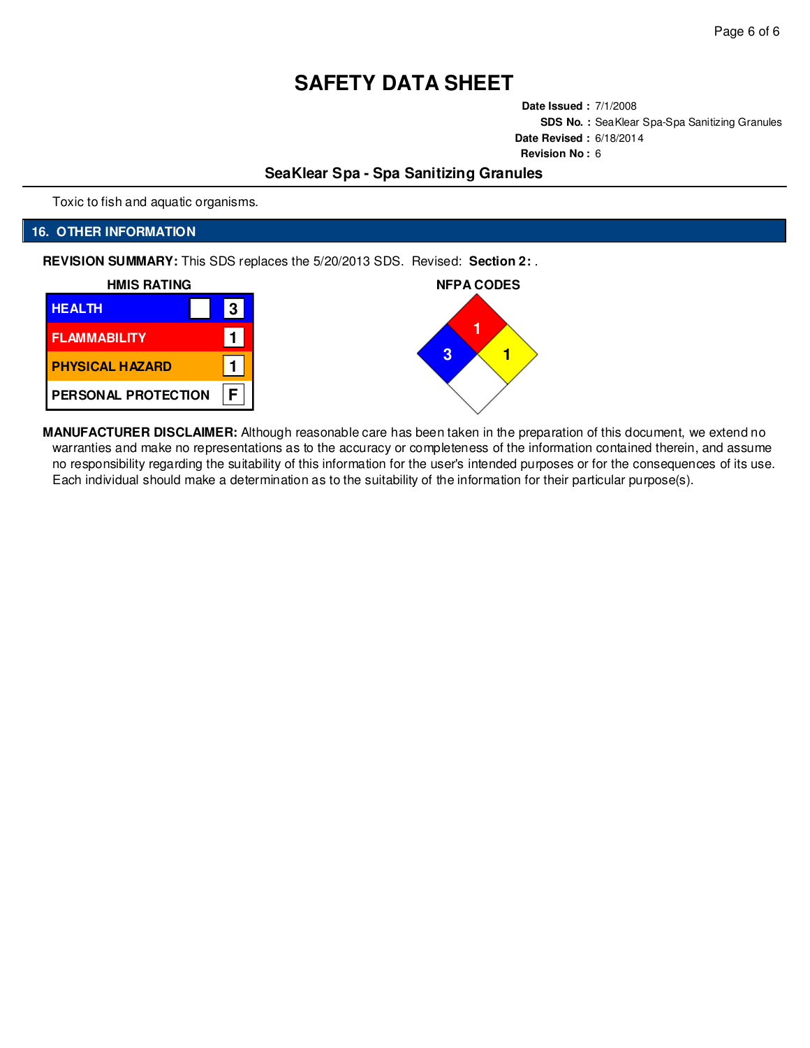# SAFETY DATA SHEET

**Date Issued :** 7/1/2008
**SDS No. :** SeaKlear Spa-Spa Sanitizing Granules
**Date Revised :** 6/18/2014
**Revision No :** 6

## SeaKlear Spa - Spa Sanitizing Granules

Toxic to fish and aquatic organisms.

## 16. OTHER INFORMATION

**REVISION SUMMARY:** This SDS replaces the 5/20/2013 SDS. Revised: **Section 2:** .

**HMIS RATING**

| | |
|---|---|
| HEALTH | 3 |
| FLAMMABILITY | 1 |
| PHYSICAL HAZARD | 1 |
| PERSONAL PROTECTION | F |

**NFPA CODES**

1

3

1

**MANUFACTURER DISCLAIMER:** Although reasonable care has been taken in the preparation of this document, we extend no warranties and make no representations as to the accuracy or completeness of the information contained therein, and assume no responsibility regarding the suitability of this information for the user's intended purposes or for the consequences of its use. Each individual should make a determination as to the suitability of the information for their particular purpose(s).